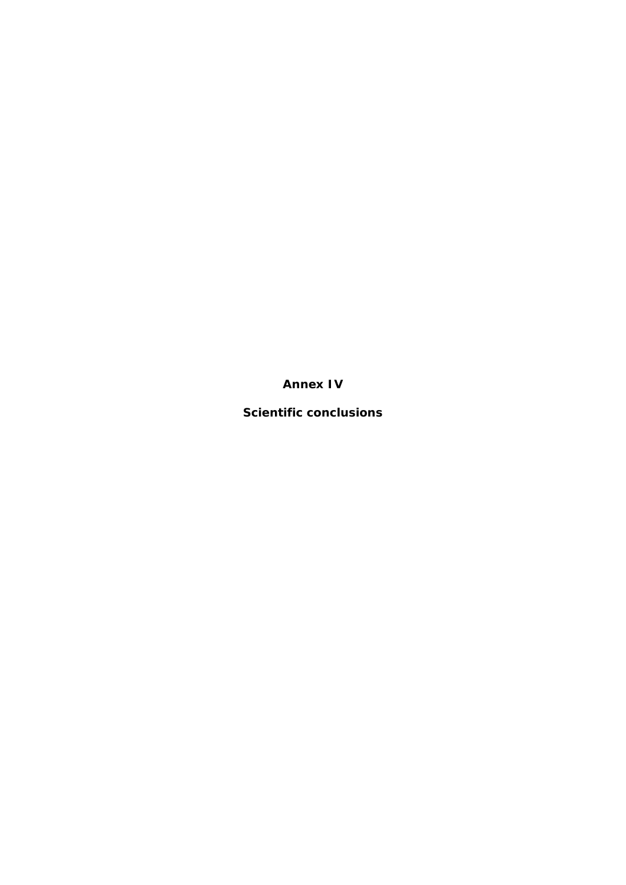# Annex IV

## Scientific conclusions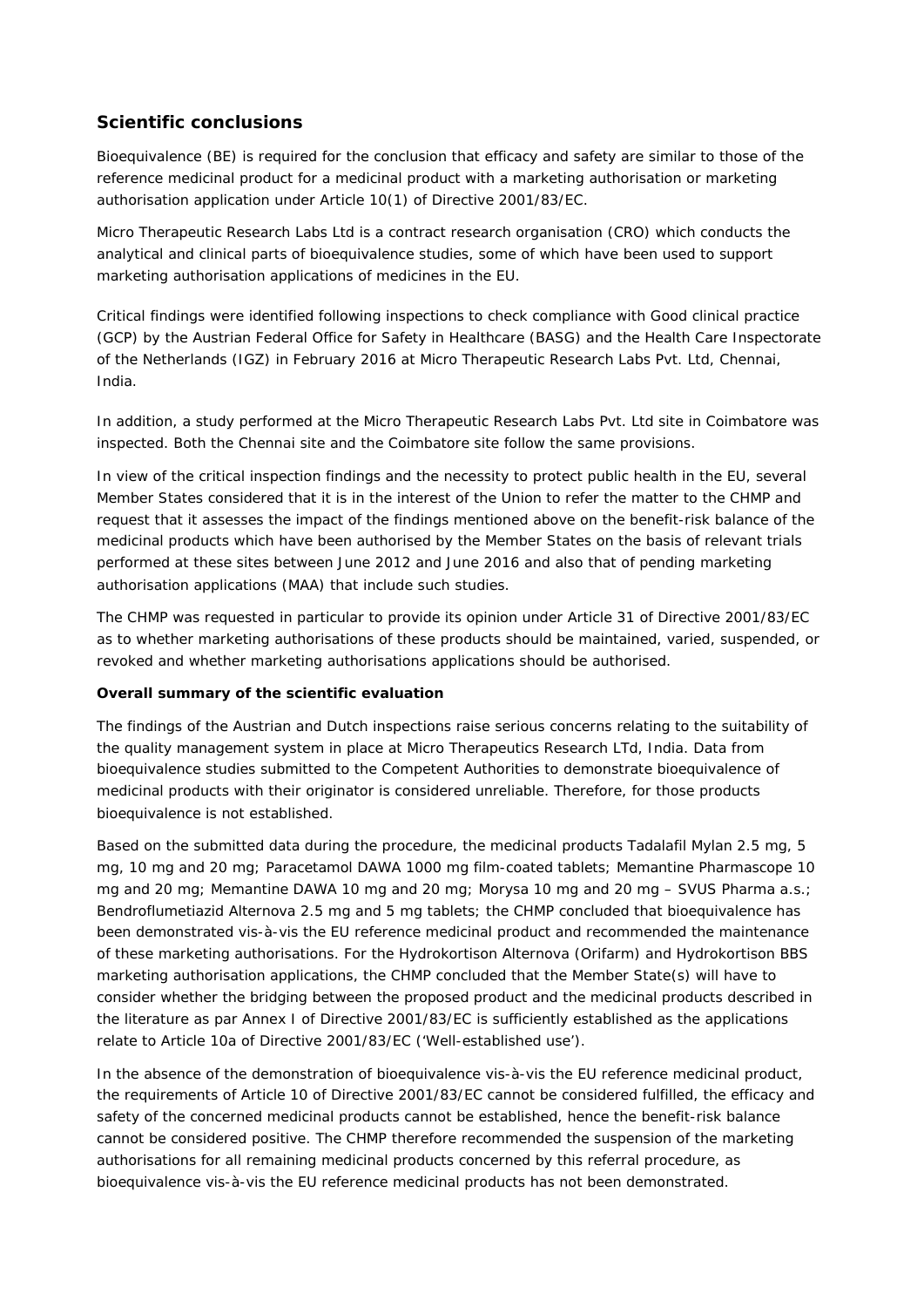## Scientific conclusions

Bioequivalence (BE) is required for the conclusion that efficacy and safety are similar to those of the reference medicinal product for a medicinal product with a marketing authorisation or marketing authorisation application under Article 10(1) of Directive 2001/83/EC.

Micro Therapeutic Research Labs Ltd is a contract research organisation (CRO) which conducts the analytical and clinical parts of bioequivalence studies, some of which have been used to support marketing authorisation applications of medicines in the EU.

Critical findings were identified following inspections to check compliance with Good clinical practice (GCP) by the Austrian Federal Office for Safety in Healthcare (BASG) and the Health Care Inspectorate of the Netherlands (IGZ) in February 2016 at Micro Therapeutic Research Labs Pvt. Ltd, Chennai, India.

In addition, a study performed at the Micro Therapeutic Research Labs Pvt. Ltd site in Coimbatore was inspected. Both the Chennai site and the Coimbatore site follow the same provisions.

In view of the critical inspection findings and the necessity to protect public health in the EU, several Member States considered that it is in the interest of the Union to refer the matter to the CHMP and request that it assesses the impact of the findings mentioned above on the benefit-risk balance of the medicinal products which have been authorised by the Member States on the basis of relevant trials performed at these sites between June 2012 and June 2016 and also that of pending marketing authorisation applications (MAA) that include such studies.

The CHMP was requested in particular to provide its opinion under Article 31 of Directive 2001/83/EC as to whether marketing authorisations of these products should be maintained, varied, suspended, or revoked and whether marketing authorisations applications should be authorised.

**Overall summary of the scientific evaluation**

The findings of the Austrian and Dutch inspections raise serious concerns relating to the suitability of the quality management system in place at Micro Therapeutics Research LTd, India. Data from bioequivalence studies submitted to the Competent Authorities to demonstrate bioequivalence of medicinal products with their originator is considered unreliable. Therefore, for those products bioequivalence is not established.

Based on the submitted data during the procedure, the medicinal products Tadalafil Mylan 2.5 mg, 5 mg, 10 mg and 20 mg; Paracetamol DAWA 1000 mg film-coated tablets; Memantine Pharmascope 10 mg and 20 mg; Memantine DAWA 10 mg and 20 mg; Morysa 10 mg and 20 mg – SVUS Pharma a.s.; Bendroflumetiazid Alternova 2.5 mg and 5 mg tablets; the CHMP concluded that bioequivalence has been demonstrated vis-à-vis the EU reference medicinal product and recommended the maintenance of these marketing authorisations. For the Hydrokortison Alternova (Orifarm) and Hydrokortison BBS marketing authorisation applications, the CHMP concluded that the Member State(s) will have to consider whether the bridging between the proposed product and the medicinal products described in the literature as par Annex I of Directive 2001/83/EC is sufficiently established as the applications relate to Article 10a of Directive 2001/83/EC ('Well-established use').

In the absence of the demonstration of bioequivalence vis-à-vis the EU reference medicinal product, the requirements of Article 10 of Directive 2001/83/EC cannot be considered fulfilled, the efficacy and safety of the concerned medicinal products cannot be established, hence the benefit-risk balance cannot be considered positive. The CHMP therefore recommended the suspension of the marketing authorisations for all remaining medicinal products concerned by this referral procedure, as bioequivalence vis-à-vis the EU reference medicinal products has not been demonstrated.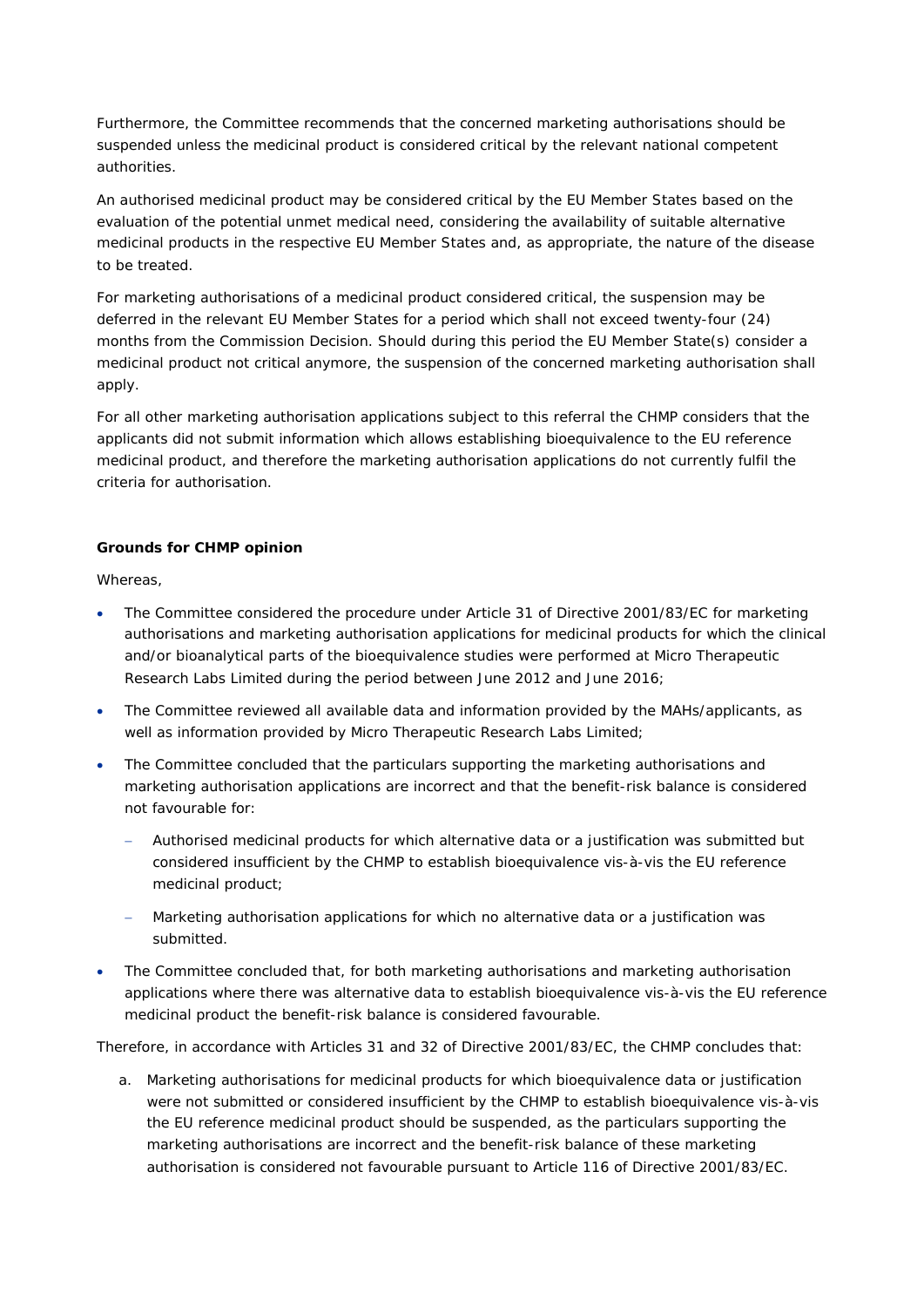Furthermore, the Committee recommends that the concerned marketing authorisations should be suspended unless the medicinal product is considered critical by the relevant national competent authorities.

An authorised medicinal product may be considered critical by the EU Member States based on the evaluation of the potential unmet medical need, considering the availability of suitable alternative medicinal products in the respective EU Member States and, as appropriate, the nature of the disease to be treated.

For marketing authorisations of a medicinal product considered critical, the suspension may be deferred in the relevant EU Member States for a period which shall not exceed twenty-four (24) months from the Commission Decision. Should during this period the EU Member State(s) consider a medicinal product not critical anymore, the suspension of the concerned marketing authorisation shall apply.

For all other marketing authorisation applications subject to this referral the CHMP considers that the applicants did not submit information which allows establishing bioequivalence to the EU reference medicinal product, and therefore the marketing authorisation applications do not currently fulfil the criteria for authorisation.

**Grounds for CHMP opinion**

Whereas,

- The Committee considered the procedure under Article 31 of Directive 2001/83/EC for marketing authorisations and marketing authorisation applications for medicinal products for which the clinical and/or bioanalytical parts of the bioequivalence studies were performed at Micro Therapeutic Research Labs Limited during the period between June 2012 and June 2016;
- The Committee reviewed all available data and information provided by the MAHs/applicants, as well as information provided by Micro Therapeutic Research Labs Limited;
- The Committee concluded that the particulars supporting the marketing authorisations and marketing authorisation applications are incorrect and that the benefit-risk balance is considered not favourable for:
  - Authorised medicinal products for which alternative data or a justification was submitted but considered insufficient by the CHMP to establish bioequivalence vis-à-vis the EU reference medicinal product;
  - Marketing authorisation applications for which no alternative data or a justification was submitted.
- The Committee concluded that, for both marketing authorisations and marketing authorisation applications where there was alternative data to establish bioequivalence vis-à-vis the EU reference medicinal product the benefit-risk balance is considered favourable.

Therefore, in accordance with Articles 31 and 32 of Directive 2001/83/EC, the CHMP concludes that:

a. Marketing authorisations for medicinal products for which bioequivalence data or justification were not submitted or considered insufficient by the CHMP to establish bioequivalence vis-à-vis the EU reference medicinal product should be suspended, as the particulars supporting the marketing authorisations are incorrect and the benefit-risk balance of these marketing authorisation is considered not favourable pursuant to Article 116 of Directive 2001/83/EC.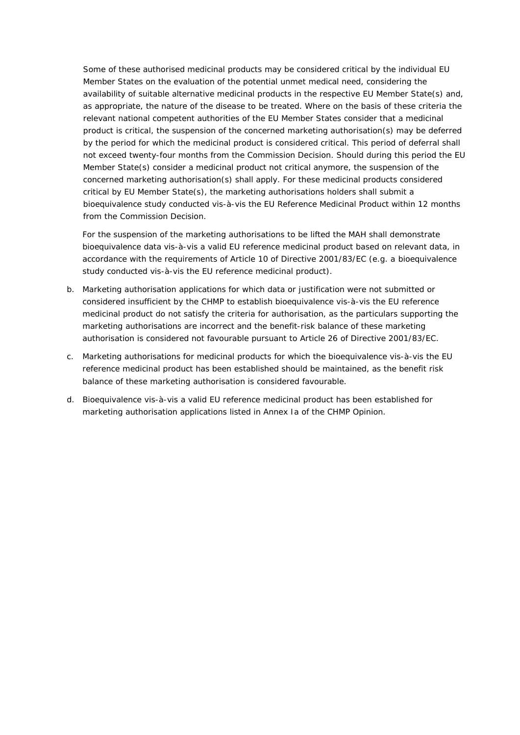Some of these authorised medicinal products may be considered critical by the individual EU Member States on the evaluation of the potential unmet medical need, considering the availability of suitable alternative medicinal products in the respective EU Member State(s) and, as appropriate, the nature of the disease to be treated. Where on the basis of these criteria the relevant national competent authorities of the EU Member States consider that a medicinal product is critical, the suspension of the concerned marketing authorisation(s) may be deferred by the period for which the medicinal product is considered critical. This period of deferral shall not exceed twenty-four months from the Commission Decision. Should during this period the EU Member State(s) consider a medicinal product not critical anymore, the suspension of the concerned marketing authorisation(s) shall apply. For these medicinal products considered critical by EU Member State(s), the marketing authorisations holders shall submit a bioequivalence study conducted vis-à-vis the EU Reference Medicinal Product within 12 months from the Commission Decision.

For the suspension of the marketing authorisations to be lifted the MAH shall demonstrate bioequivalence data vis-à-vis a valid EU reference medicinal product based on relevant data, in accordance with the requirements of Article 10 of Directive 2001/83/EC (e.g. a bioequivalence study conducted vis-à-vis the EU reference medicinal product).

b. Marketing authorisation applications for which data or justification were not submitted or considered insufficient by the CHMP to establish bioequivalence vis-à-vis the EU reference medicinal product do not satisfy the criteria for authorisation, as the particulars supporting the marketing authorisations are incorrect and the benefit-risk balance of these marketing authorisation is considered not favourable pursuant to Article 26 of Directive 2001/83/EC.

c. Marketing authorisations for medicinal products for which the bioequivalence vis-à-vis the EU reference medicinal product has been established should be maintained, as the benefit risk balance of these marketing authorisation is considered favourable.

d. Bioequivalence vis-à-vis a valid EU reference medicinal product has been established for marketing authorisation applications listed in Annex Ia of the CHMP Opinion.